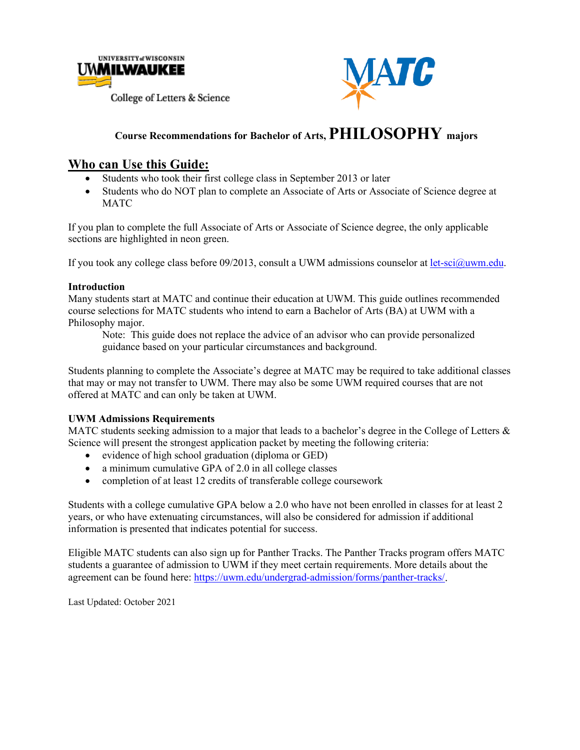UNIVERSITY of WISCONSIN
UWMILWAUKEE
College of Letters & Science

MATC

# Course Recommendations for Bachelor of Arts, PHILOSOPHY majors

## Who can Use this Guide:

- Students who took their first college class in September 2013 or later
- Students who do NOT plan to complete an Associate of Arts or Associate of Science degree at MATC

If you plan to complete the full Associate of Arts or Associate of Science degree, the only applicable sections are highlighted in neon green.

If you took any college class before 09/2013, consult a UWM admissions counselor at let-sci@uwm.edu.

**Introduction**

Many students start at MATC and continue their education at UWM. This guide outlines recommended course selections for MATC students who intend to earn a Bachelor of Arts (BA) at UWM with a Philosophy major.

> Note: This guide does not replace the advice of an advisor who can provide personalized guidance based on your particular circumstances and background.

Students planning to complete the Associate's degree at MATC may be required to take additional classes that may or may not transfer to UWM. There may also be some UWM required courses that are not offered at MATC and can only be taken at UWM.

**UWM Admissions Requirements**

MATC students seeking admission to a major that leads to a bachelor's degree in the College of Letters & Science will present the strongest application packet by meeting the following criteria:

- evidence of high school graduation (diploma or GED)
- a minimum cumulative GPA of 2.0 in all college classes
- completion of at least 12 credits of transferable college coursework

Students with a college cumulative GPA below a 2.0 who have not been enrolled in classes for at least 2 years, or who have extenuating circumstances, will also be considered for admission if additional information is presented that indicates potential for success.

Eligible MATC students can also sign up for Panther Tracks. The Panther Tracks program offers MATC students a guarantee of admission to UWM if they meet certain requirements. More details about the agreement can be found here: https://uwm.edu/undergrad-admission/forms/panther-tracks/.

Last Updated: October 2021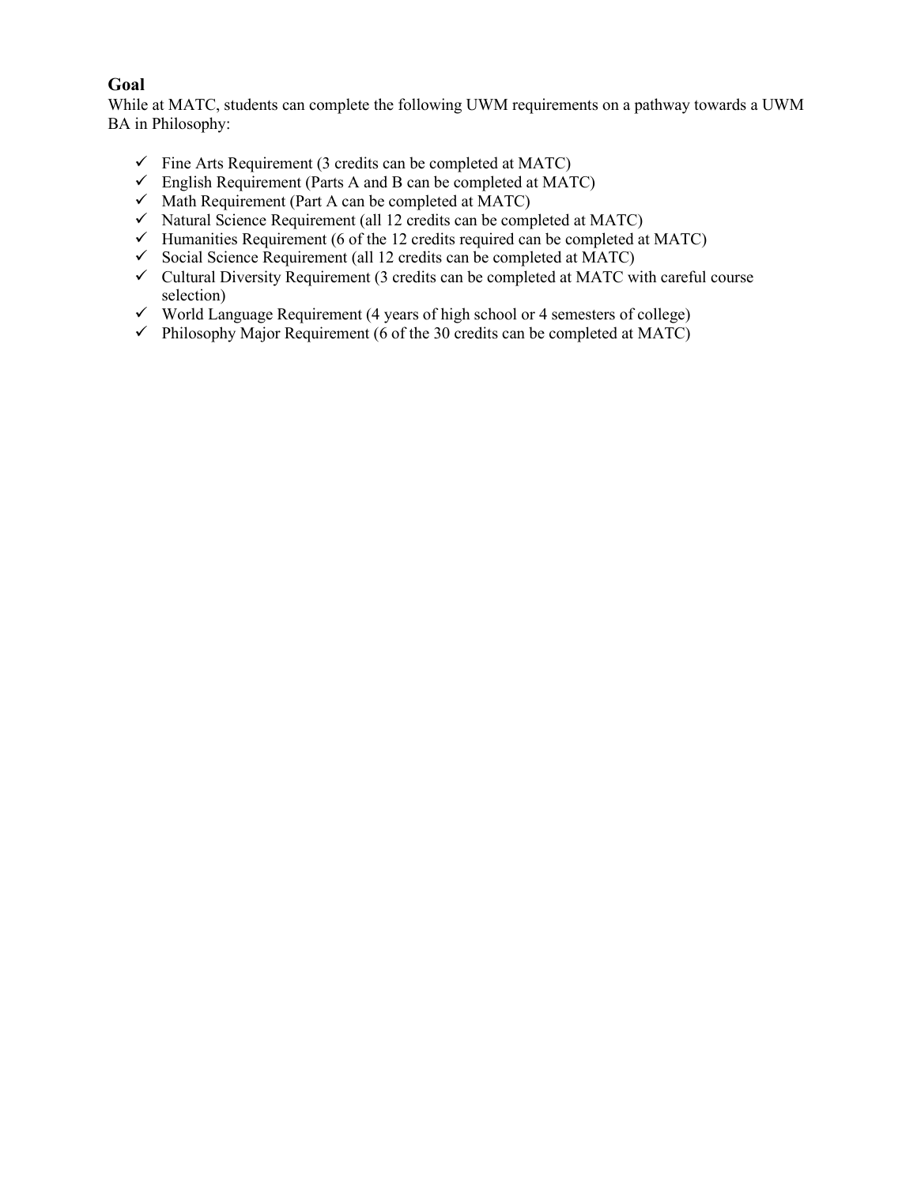**Goal**

While at MATC, students can complete the following UWM requirements on a pathway towards a UWM BA in Philosophy:

- ✓ Fine Arts Requirement (3 credits can be completed at MATC)
- ✓ English Requirement (Parts A and B can be completed at MATC)
- ✓ Math Requirement (Part A can be completed at MATC)
- ✓ Natural Science Requirement (all 12 credits can be completed at MATC)
- ✓ Humanities Requirement (6 of the 12 credits required can be completed at MATC)
- ✓ Social Science Requirement (all 12 credits can be completed at MATC)
- ✓ Cultural Diversity Requirement (3 credits can be completed at MATC with careful course selection)
- ✓ World Language Requirement (4 years of high school or 4 semesters of college)
- ✓ Philosophy Major Requirement (6 of the 30 credits can be completed at MATC)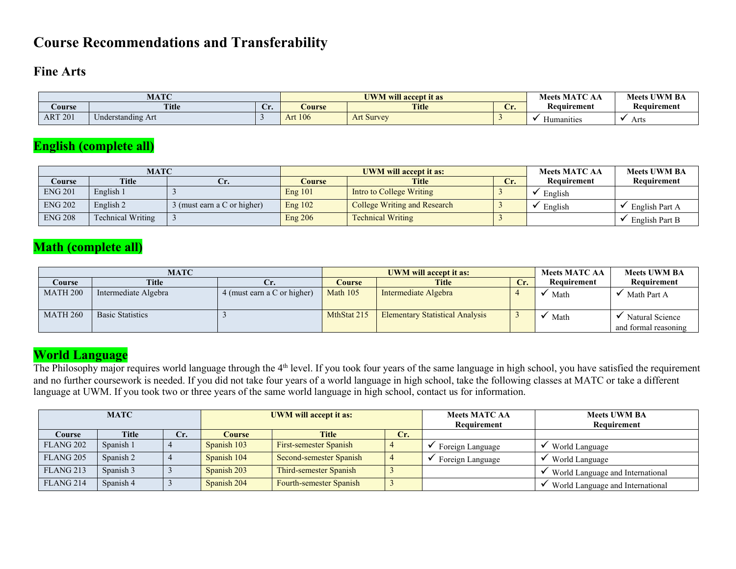# Course Recommendations and Transferability

## Fine Arts

| MATC | | | UWM will accept it as | | | Meets MATC AA Requirement | Meets UWM BA Requirement |
|---|---|---|---|---|---|---|---|
| Course | Title | Cr. | Course | Title | Cr. | | |
| ART 201 | Understanding Art | 3 | Art 106 | Art Survey | 3 | ✓ Humanities | ✓ Arts |

## English (complete all)

| MATC | | | UWM will accept it as: | | | Meets MATC AA Requirement | Meets UWM BA Requirement |
|---|---|---|---|---|---|---|---|
| Course | Title | Cr. | Course | Title | Cr. | | |
| ENG 201 | English 1 | 3 | Eng 101 | Intro to College Writing | 3 | ✓ English | |
| ENG 202 | English 2 | 3 (must earn a C or higher) | Eng 102 | College Writing and Research | 3 | ✓ English | ✓ English Part A |
| ENG 208 | Technical Writing | 3 | Eng 206 | Technical Writing | 3 | | ✓ English Part B |

## Math (complete all)

| MATC | | | UWM will accept it as: | | | Meets MATC AA Requirement | Meets UWM BA Requirement |
|---|---|---|---|---|---|---|---|
| Course | Title | Cr. | Course | Title | Cr. | | |
| MATH 200 | Intermediate Algebra | 4 (must earn a C or higher) | Math 105 | Intermediate Algebra | 4 | ✓ Math | ✓ Math Part A |
| MATH 260 | Basic Statistics | 3 | MthStat 215 | Elementary Statistical Analysis | 3 | ✓ Math | ✓ Natural Science and formal reasoning |

## World Language

The Philosophy major requires world language through the 4th level. If you took four years of the same language in high school, you have satisfied the requirement and no further coursework is needed. If you did not take four years of a world language in high school, take the following classes at MATC or take a different language at UWM. If you took two or three years of the same world language in high school, contact us for information.

| MATC | | | UWM will accept it as: | | | Meets MATC AA Requirement | Meets UWM BA Requirement |
|---|---|---|---|---|---|---|---|
| Course | Title | Cr. | Course | Title | Cr. | | |
| FLANG 202 | Spanish 1 | 4 | Spanish 103 | First-semester Spanish | 4 | ✓ Foreign Language | ✓ World Language |
| FLANG 205 | Spanish 2 | 4 | Spanish 104 | Second-semester Spanish | 4 | ✓ Foreign Language | ✓ World Language |
| FLANG 213 | Spanish 3 | 3 | Spanish 203 | Third-semester Spanish | 3 | | ✓ World Language and International |
| FLANG 214 | Spanish 4 | 3 | Spanish 204 | Fourth-semester Spanish | 3 | | ✓ World Language and International |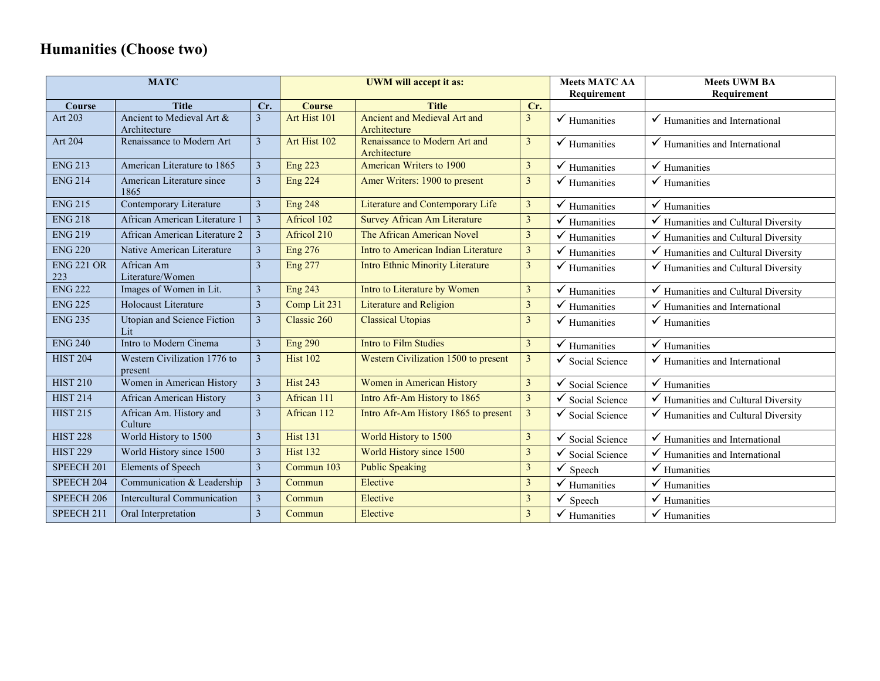# Humanities (Choose two)

| MATC | | | UWM will accept it as: | | | Meets MATC AA Requirement | Meets UWM BA Requirement |
|---|---|---|---|---|---|---|---|
| Course | Title | Cr. | Course | Title | Cr. | | |
| Art 203 | Ancient to Medieval Art & Architecture | 3 | Art Hist 101 | Ancient and Medieval Art and Architecture | 3 | ✓ Humanities | ✓ Humanities and International |
| Art 204 | Renaissance to Modern Art | 3 | Art Hist 102 | Renaissance to Modern Art and Architecture | 3 | ✓ Humanities | ✓ Humanities and International |
| ENG 213 | American Literature to 1865 | 3 | Eng 223 | American Writers to 1900 | 3 | ✓ Humanities | ✓ Humanities |
| ENG 214 | American Literature since 1865 | 3 | Eng 224 | Amer Writers: 1900 to present | 3 | ✓ Humanities | ✓ Humanities |
| ENG 215 | Contemporary Literature | 3 | Eng 248 | Literature and Contemporary Life | 3 | ✓ Humanities | ✓ Humanities |
| ENG 218 | African American Literature 1 | 3 | Africol 102 | Survey African Am Literature | 3 | ✓ Humanities | ✓ Humanities and Cultural Diversity |
| ENG 219 | African American Literature 2 | 3 | Africol 210 | The African American Novel | 3 | ✓ Humanities | ✓ Humanities and Cultural Diversity |
| ENG 220 | Native American Literature | 3 | Eng 276 | Intro to American Indian Literature | 3 | ✓ Humanities | ✓ Humanities and Cultural Diversity |
| ENG 221 OR 223 | African Am Literature/Women | 3 | Eng 277 | Intro Ethnic Minority Literature | 3 | ✓ Humanities | ✓ Humanities and Cultural Diversity |
| ENG 222 | Images of Women in Lit. | 3 | Eng 243 | Intro to Literature by Women | 3 | ✓ Humanities | ✓ Humanities and Cultural Diversity |
| ENG 225 | Holocaust Literature | 3 | Comp Lit 231 | Literature and Religion | 3 | ✓ Humanities | ✓ Humanities and International |
| ENG 235 | Utopian and Science Fiction Lit | 3 | Classic 260 | Classical Utopias | 3 | ✓ Humanities | ✓ Humanities |
| ENG 240 | Intro to Modern Cinema | 3 | Eng 290 | Intro to Film Studies | 3 | ✓ Humanities | ✓ Humanities |
| HIST 204 | Western Civilization 1776 to present | 3 | Hist 102 | Western Civilization 1500 to present | 3 | ✓ Social Science | ✓ Humanities and International |
| HIST 210 | Women in American History | 3 | Hist 243 | Women in American History | 3 | ✓ Social Science | ✓ Humanities |
| HIST 214 | African American History | 3 | African 111 | Intro Afr-Am History to 1865 | 3 | ✓ Social Science | ✓ Humanities and Cultural Diversity |
| HIST 215 | African Am. History and Culture | 3 | African 112 | Intro Afr-Am History 1865 to present | 3 | ✓ Social Science | ✓ Humanities and Cultural Diversity |
| HIST 228 | World History to 1500 | 3 | Hist 131 | World History to 1500 | 3 | ✓ Social Science | ✓ Humanities and International |
| HIST 229 | World History since 1500 | 3 | Hist 132 | World History since 1500 | 3 | ✓ Social Science | ✓ Humanities and International |
| SPEECH 201 | Elements of Speech | 3 | Commun 103 | Public Speaking | 3 | ✓ Speech | ✓ Humanities |
| SPEECH 204 | Communication & Leadership | 3 | Commun | Elective | 3 | ✓ Humanities | ✓ Humanities |
| SPEECH 206 | Intercultural Communication | 3 | Commun | Elective | 3 | ✓ Speech | ✓ Humanities |
| SPEECH 211 | Oral Interpretation | 3 | Commun | Elective | 3 | ✓ Humanities | ✓ Humanities |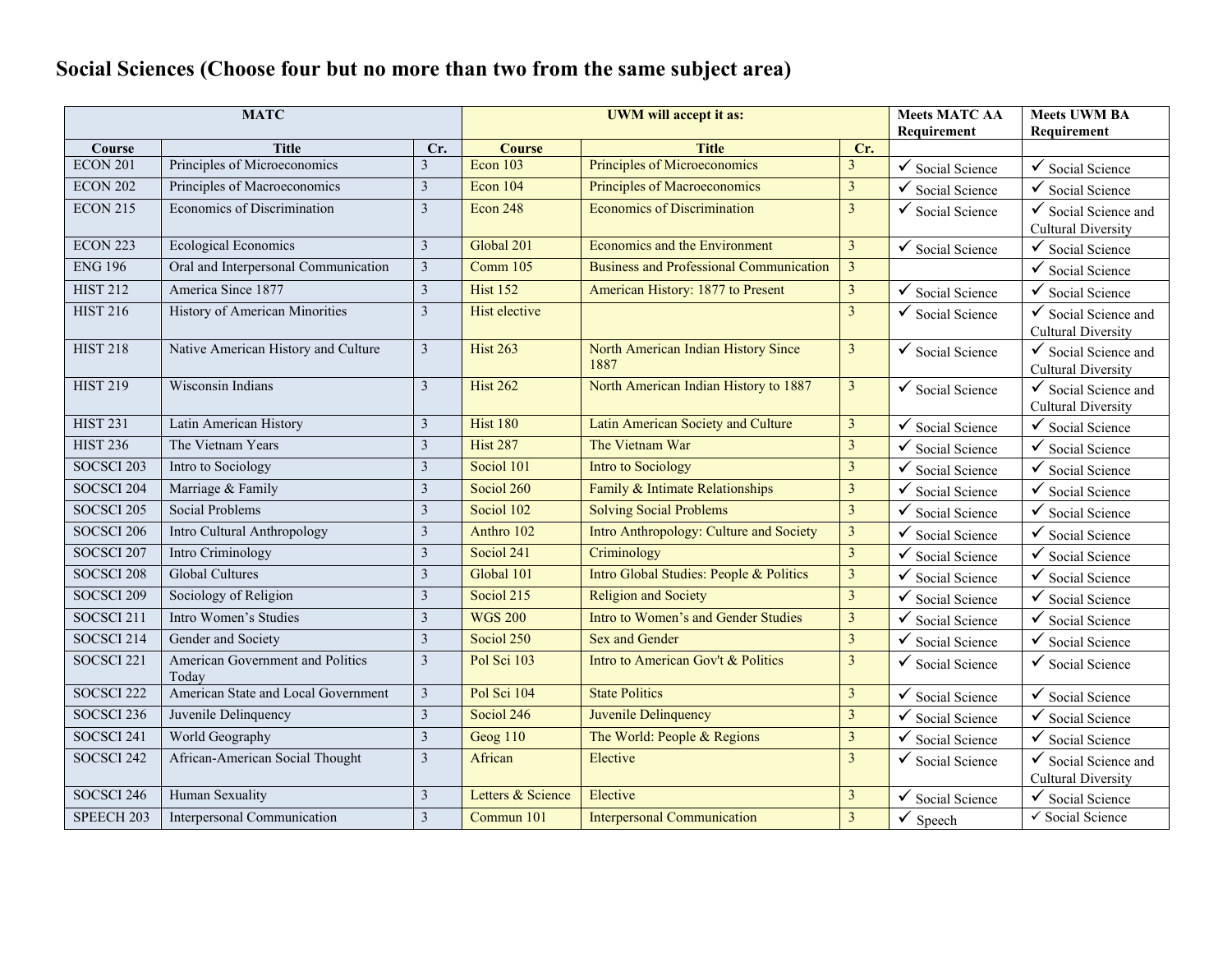## Social Sciences (Choose four but no more than two from the same subject area)

| MATC | | | UWM will accept it as: | | | Meets MATC AA Requirement | Meets UWM BA Requirement |
|---|---|---|---|---|---|---|---|
| **Course** | **Title** | **Cr.** | **Course** | **Title** | **Cr.** | | |
| ECON 201 | Principles of Microeconomics | 3 | Econ 103 | Principles of Microeconomics | 3 | ✓ Social Science | ✓ Social Science |
| ECON 202 | Principles of Macroeconomics | 3 | Econ 104 | Principles of Macroeconomics | 3 | ✓ Social Science | ✓ Social Science |
| ECON 215 | Economics of Discrimination | 3 | Econ 248 | Economics of Discrimination | 3 | ✓ Social Science | ✓ Social Science and Cultural Diversity |
| ECON 223 | Ecological Economics | 3 | Global 201 | Economics and the Environment | 3 | ✓ Social Science | ✓ Social Science |
| ENG 196 | Oral and Interpersonal Communication | 3 | Comm 105 | Business and Professional Communication | 3 | | ✓ Social Science |
| HIST 212 | America Since 1877 | 3 | Hist 152 | American History: 1877 to Present | 3 | ✓ Social Science | ✓ Social Science |
| HIST 216 | History of American Minorities | 3 | Hist elective | | 3 | ✓ Social Science | ✓ Social Science and Cultural Diversity |
| HIST 218 | Native American History and Culture | 3 | Hist 263 | North American Indian History Since 1887 | 3 | ✓ Social Science | ✓ Social Science and Cultural Diversity |
| HIST 219 | Wisconsin Indians | 3 | Hist 262 | North American Indian History to 1887 | 3 | ✓ Social Science | ✓ Social Science and Cultural Diversity |
| HIST 231 | Latin American History | 3 | Hist 180 | Latin American Society and Culture | 3 | ✓ Social Science | ✓ Social Science |
| HIST 236 | The Vietnam Years | 3 | Hist 287 | The Vietnam War | 3 | ✓ Social Science | ✓ Social Science |
| SOCSCI 203 | Intro to Sociology | 3 | Sociol 101 | Intro to Sociology | 3 | ✓ Social Science | ✓ Social Science |
| SOCSCI 204 | Marriage & Family | 3 | Sociol 260 | Family & Intimate Relationships | 3 | ✓ Social Science | ✓ Social Science |
| SOCSCI 205 | Social Problems | 3 | Sociol 102 | Solving Social Problems | 3 | ✓ Social Science | ✓ Social Science |
| SOCSCI 206 | Intro Cultural Anthropology | 3 | Anthro 102 | Intro Anthropology: Culture and Society | 3 | ✓ Social Science | ✓ Social Science |
| SOCSCI 207 | Intro Criminology | 3 | Sociol 241 | Criminology | 3 | ✓ Social Science | ✓ Social Science |
| SOCSCI 208 | Global Cultures | 3 | Global 101 | Intro Global Studies: People & Politics | 3 | ✓ Social Science | ✓ Social Science |
| SOCSCI 209 | Sociology of Religion | 3 | Sociol 215 | Religion and Society | 3 | ✓ Social Science | ✓ Social Science |
| SOCSCI 211 | Intro Women's Studies | 3 | WGS 200 | Intro to Women's and Gender Studies | 3 | ✓ Social Science | ✓ Social Science |
| SOCSCI 214 | Gender and Society | 3 | Sociol 250 | Sex and Gender | 3 | ✓ Social Science | ✓ Social Science |
| SOCSCI 221 | American Government and Politics Today | 3 | Pol Sci 103 | Intro to American Gov't & Politics | 3 | ✓ Social Science | ✓ Social Science |
| SOCSCI 222 | American State and Local Government | 3 | Pol Sci 104 | State Politics | 3 | ✓ Social Science | ✓ Social Science |
| SOCSCI 236 | Juvenile Delinquency | 3 | Sociol 246 | Juvenile Delinquency | 3 | ✓ Social Science | ✓ Social Science |
| SOCSCI 241 | World Geography | 3 | Geog 110 | The World: People & Regions | 3 | ✓ Social Science | ✓ Social Science |
| SOCSCI 242 | African-American Social Thought | 3 | African | Elective | 3 | ✓ Social Science | ✓ Social Science and Cultural Diversity |
| SOCSCI 246 | Human Sexuality | 3 | Letters & Science | Elective | 3 | ✓ Social Science | ✓ Social Science |
| SPEECH 203 | Interpersonal Communication | 3 | Commun 101 | Interpersonal Communication | 3 | ✓ Speech | ✓ Social Science |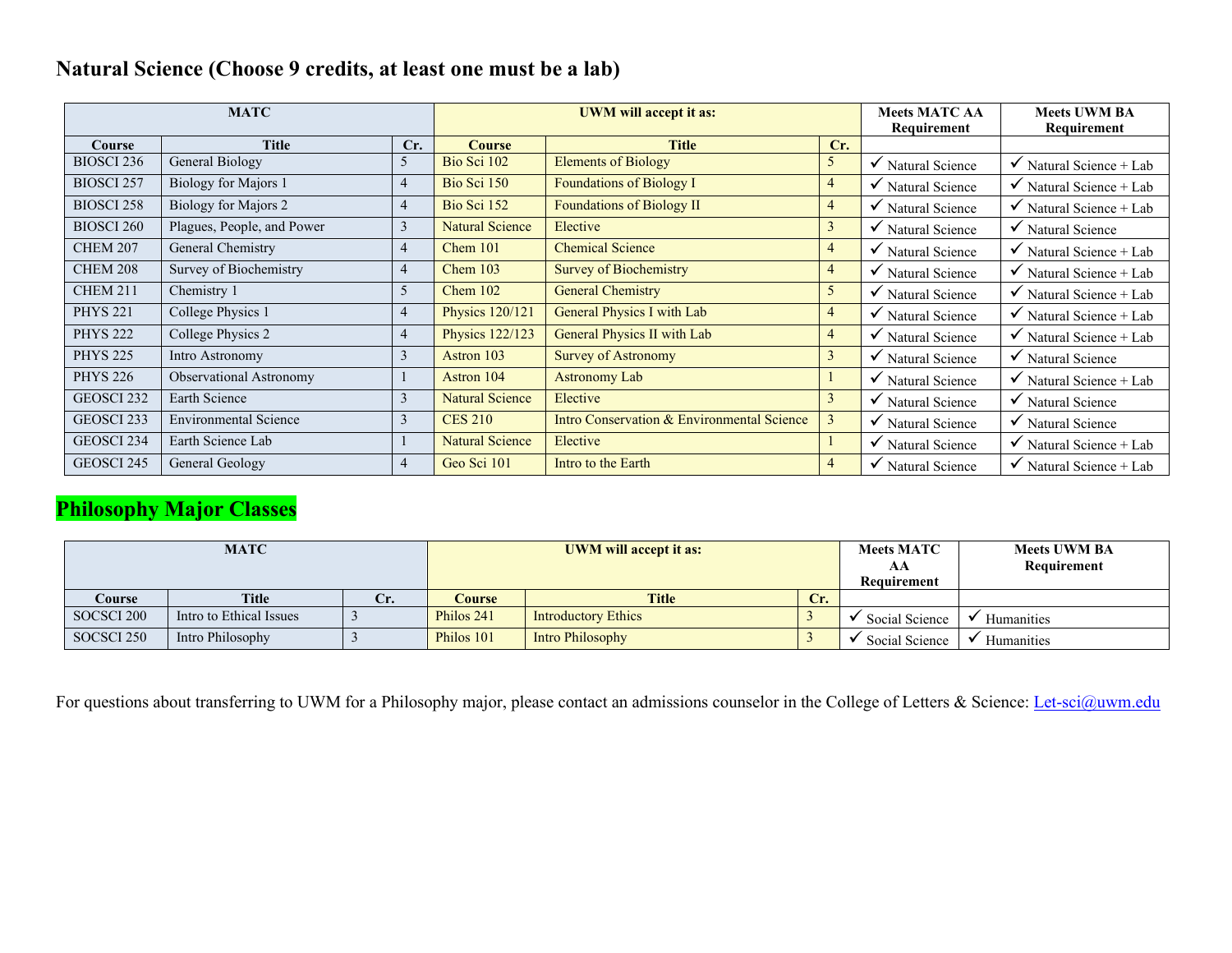## Natural Science (Choose 9 credits, at least one must be a lab)

| MATC | | | UWM will accept it as: | | | Meets MATC AA Requirement | Meets UWM BA Requirement |
|---|---|---|---|---|---|---|---|
| Course | Title | Cr. | Course | Title | Cr. | | |
| BIOSCI 236 | General Biology | 5 | Bio Sci 102 | Elements of Biology | 5 | ✓ Natural Science | ✓ Natural Science + Lab |
| BIOSCI 257 | Biology for Majors 1 | 4 | Bio Sci 150 | Foundations of Biology I | 4 | ✓ Natural Science | ✓ Natural Science + Lab |
| BIOSCI 258 | Biology for Majors 2 | 4 | Bio Sci 152 | Foundations of Biology II | 4 | ✓ Natural Science | ✓ Natural Science + Lab |
| BIOSCI 260 | Plagues, People, and Power | 3 | Natural Science | Elective | 3 | ✓ Natural Science | ✓ Natural Science |
| CHEM 207 | General Chemistry | 4 | Chem 101 | Chemical Science | 4 | ✓ Natural Science | ✓ Natural Science + Lab |
| CHEM 208 | Survey of Biochemistry | 4 | Chem 103 | Survey of Biochemistry | 4 | ✓ Natural Science | ✓ Natural Science + Lab |
| CHEM 211 | Chemistry 1 | 5 | Chem 102 | General Chemistry | 5 | ✓ Natural Science | ✓ Natural Science + Lab |
| PHYS 221 | College Physics 1 | 4 | Physics 120/121 | General Physics I with Lab | 4 | ✓ Natural Science | ✓ Natural Science + Lab |
| PHYS 222 | College Physics 2 | 4 | Physics 122/123 | General Physics II with Lab | 4 | ✓ Natural Science | ✓ Natural Science + Lab |
| PHYS 225 | Intro Astronomy | 3 | Astron 103 | Survey of Astronomy | 3 | ✓ Natural Science | ✓ Natural Science |
| PHYS 226 | Observational Astronomy | 1 | Astron 104 | Astronomy Lab | 1 | ✓ Natural Science | ✓ Natural Science + Lab |
| GEOSCI 232 | Earth Science | 3 | Natural Science | Elective | 3 | ✓ Natural Science | ✓ Natural Science |
| GEOSCI 233 | Environmental Science | 3 | CES 210 | Intro Conservation & Environmental Science | 3 | ✓ Natural Science | ✓ Natural Science |
| GEOSCI 234 | Earth Science Lab | 1 | Natural Science | Elective | 1 | ✓ Natural Science | ✓ Natural Science + Lab |
| GEOSCI 245 | General Geology | 4 | Geo Sci 101 | Intro to the Earth | 4 | ✓ Natural Science | ✓ Natural Science + Lab |

## Philosophy Major Classes

| MATC | | | UWM will accept it as: | | | Meets MATC AA Requirement | Meets UWM BA Requirement |
|---|---|---|---|---|---|---|---|
| Course | Title | Cr. | Course | Title | Cr. | | |
| SOCSCI 200 | Intro to Ethical Issues | 3 | Philos 241 | Introductory Ethics | 3 | ✓ Social Science | ✓ Humanities |
| SOCSCI 250 | Intro Philosophy | 3 | Philos 101 | Intro Philosophy | 3 | ✓ Social Science | ✓ Humanities |

For questions about transferring to UWM for a Philosophy major, please contact an admissions counselor in the College of Letters & Science: Let-sci@uwm.edu